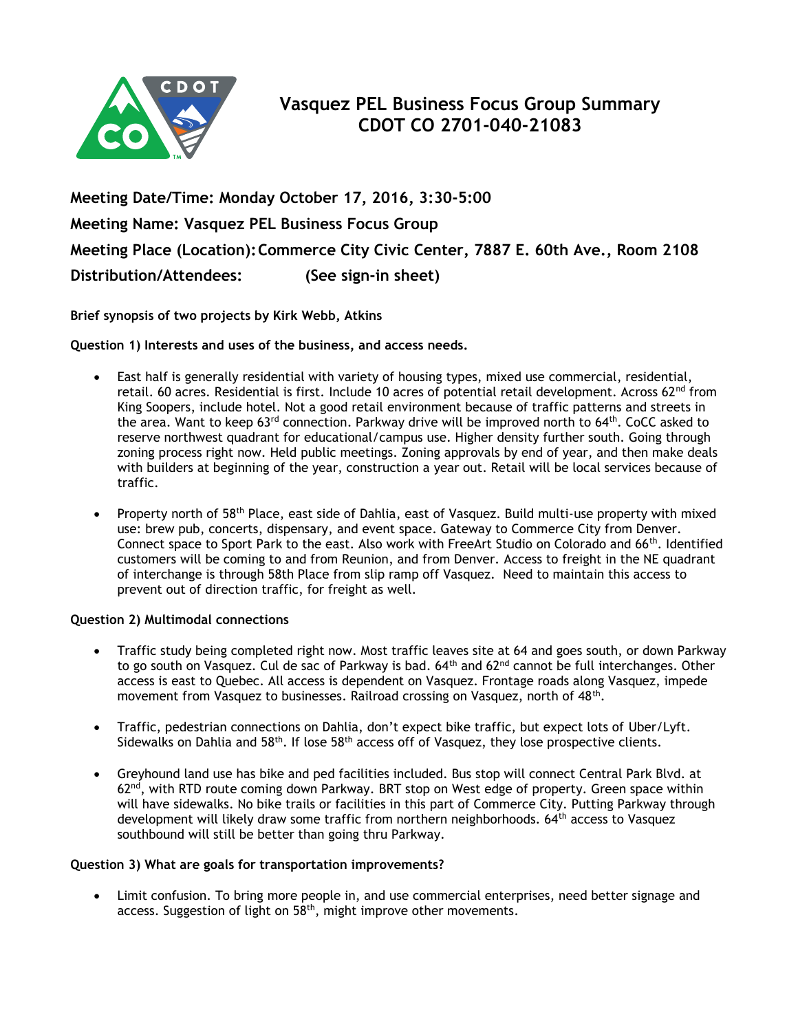# Vasquez PEL Business Focus Group Summary
# CDOT CO 2701-040-21083

**Meeting Date/Time: Monday October 17, 2016, 3:30-5:00**

**Meeting Name: Vasquez PEL Business Focus Group**

**Meeting Place (Location): Commerce City Civic Center, 7887 E. 60th Ave., Room 2108**

**Distribution/Attendees: (See sign-in sheet)**

**Brief synopsis of two projects by Kirk Webb, Atkins**

**Question 1) Interests and uses of the business, and access needs.**

- East half is generally residential with variety of housing types, mixed use commercial, residential, retail. 60 acres. Residential is first. Include 10 acres of potential retail development. Across 62nd from King Soopers, include hotel. Not a good retail environment because of traffic patterns and streets in the area. Want to keep 63rd connection. Parkway drive will be improved north to 64th. CoCC asked to reserve northwest quadrant for educational/campus use. Higher density further south. Going through zoning process right now. Held public meetings. Zoning approvals by end of year, and then make deals with builders at beginning of the year, construction a year out. Retail will be local services because of traffic.

- Property north of 58th Place, east side of Dahlia, east of Vasquez. Build multi-use property with mixed use: brew pub, concerts, dispensary, and event space. Gateway to Commerce City from Denver. Connect space to Sport Park to the east. Also work with FreeArt Studio on Colorado and 66th. Identified customers will be coming to and from Reunion, and from Denver. Access to freight in the NE quadrant of interchange is through 58th Place from slip ramp off Vasquez. Need to maintain this access to prevent out of direction traffic, for freight as well.

**Question 2) Multimodal connections**

- Traffic study being completed right now. Most traffic leaves site at 64 and goes south, or down Parkway to go south on Vasquez. Cul de sac of Parkway is bad. 64th and 62nd cannot be full interchanges. Other access is east to Quebec. All access is dependent on Vasquez. Frontage roads along Vasquez, impede movement from Vasquez to businesses. Railroad crossing on Vasquez, north of 48th.

- Traffic, pedestrian connections on Dahlia, don't expect bike traffic, but expect lots of Uber/Lyft. Sidewalks on Dahlia and 58th. If lose 58th access off of Vasquez, they lose prospective clients.

- Greyhound land use has bike and ped facilities included. Bus stop will connect Central Park Blvd. at 62nd, with RTD route coming down Parkway. BRT stop on West edge of property. Green space within will have sidewalks. No bike trails or facilities in this part of Commerce City. Putting Parkway through development will likely draw some traffic from northern neighborhoods. 64th access to Vasquez southbound will still be better than going thru Parkway.

**Question 3) What are goals for transportation improvements?**

- Limit confusion. To bring more people in, and use commercial enterprises, need better signage and access. Suggestion of light on 58th, might improve other movements.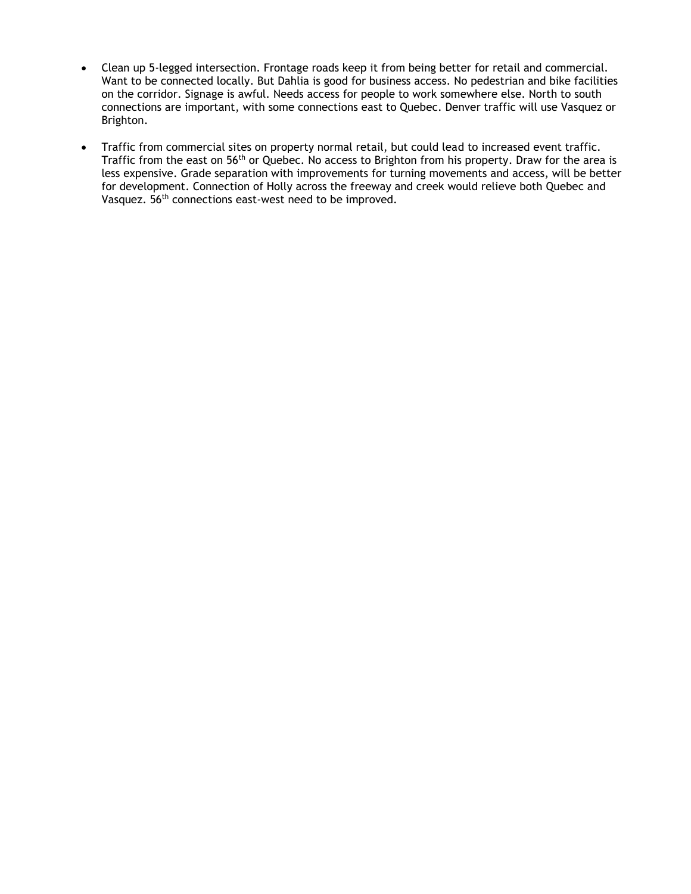- Clean up 5-legged intersection. Frontage roads keep it from being better for retail and commercial. Want to be connected locally. But Dahlia is good for business access. No pedestrian and bike facilities on the corridor. Signage is awful. Needs access for people to work somewhere else. North to south connections are important, with some connections east to Quebec. Denver traffic will use Vasquez or Brighton.

- Traffic from commercial sites on property normal retail, but could lead to increased event traffic. Traffic from the east on 56th or Quebec. No access to Brighton from his property. Draw for the area is less expensive. Grade separation with improvements for turning movements and access, will be better for development. Connection of Holly across the freeway and creek would relieve both Quebec and Vasquez. 56th connections east-west need to be improved.